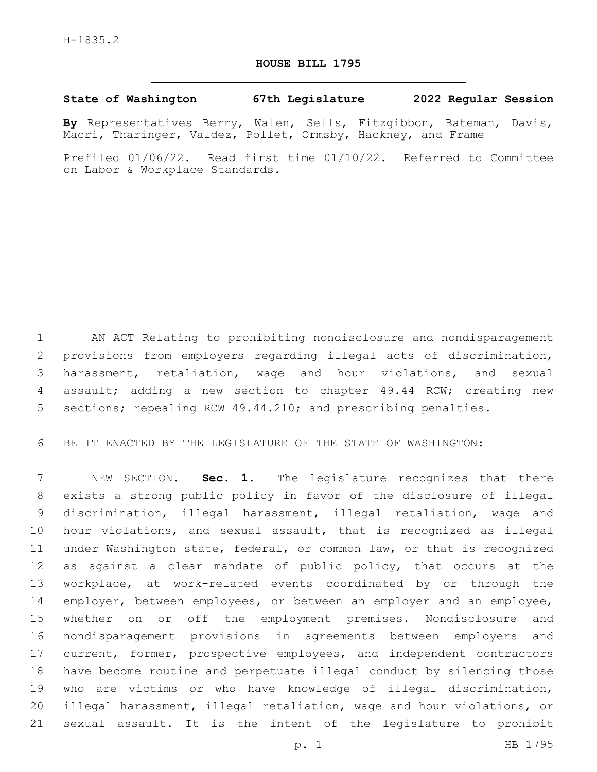H-1835.2

# HOUSE BILL 1795

**State of Washington 67th Legislature 2022 Regular Session**

**By** Representatives Berry, Walen, Sells, Fitzgibbon, Bateman, Davis, Macri, Tharinger, Valdez, Pollet, Ormsby, Hackney, and Frame

Prefiled 01/06/22. Read first time 01/10/22. Referred to Committee on Labor & Workplace Standards.

AN ACT Relating to prohibiting nondisclosure and nondisparagement provisions from employers regarding illegal acts of discrimination, harassment, retaliation, wage and hour violations, and sexual assault; adding a new section to chapter 49.44 RCW; creating new sections; repealing RCW 49.44.210; and prescribing penalties.

BE IT ENACTED BY THE LEGISLATURE OF THE STATE OF WASHINGTON:

NEW SECTION. **Sec. 1.** The legislature recognizes that there exists a strong public policy in favor of the disclosure of illegal discrimination, illegal harassment, illegal retaliation, wage and hour violations, and sexual assault, that is recognized as illegal under Washington state, federal, or common law, or that is recognized as against a clear mandate of public policy, that occurs at the workplace, at work-related events coordinated by or through the employer, between employees, or between an employer and an employee, whether on or off the employment premises. Nondisclosure and nondisparagement provisions in agreements between employers and current, former, prospective employees, and independent contractors have become routine and perpetuate illegal conduct by silencing those who are victims or who have knowledge of illegal discrimination, illegal harassment, illegal retaliation, wage and hour violations, or sexual assault. It is the intent of the legislature to prohibit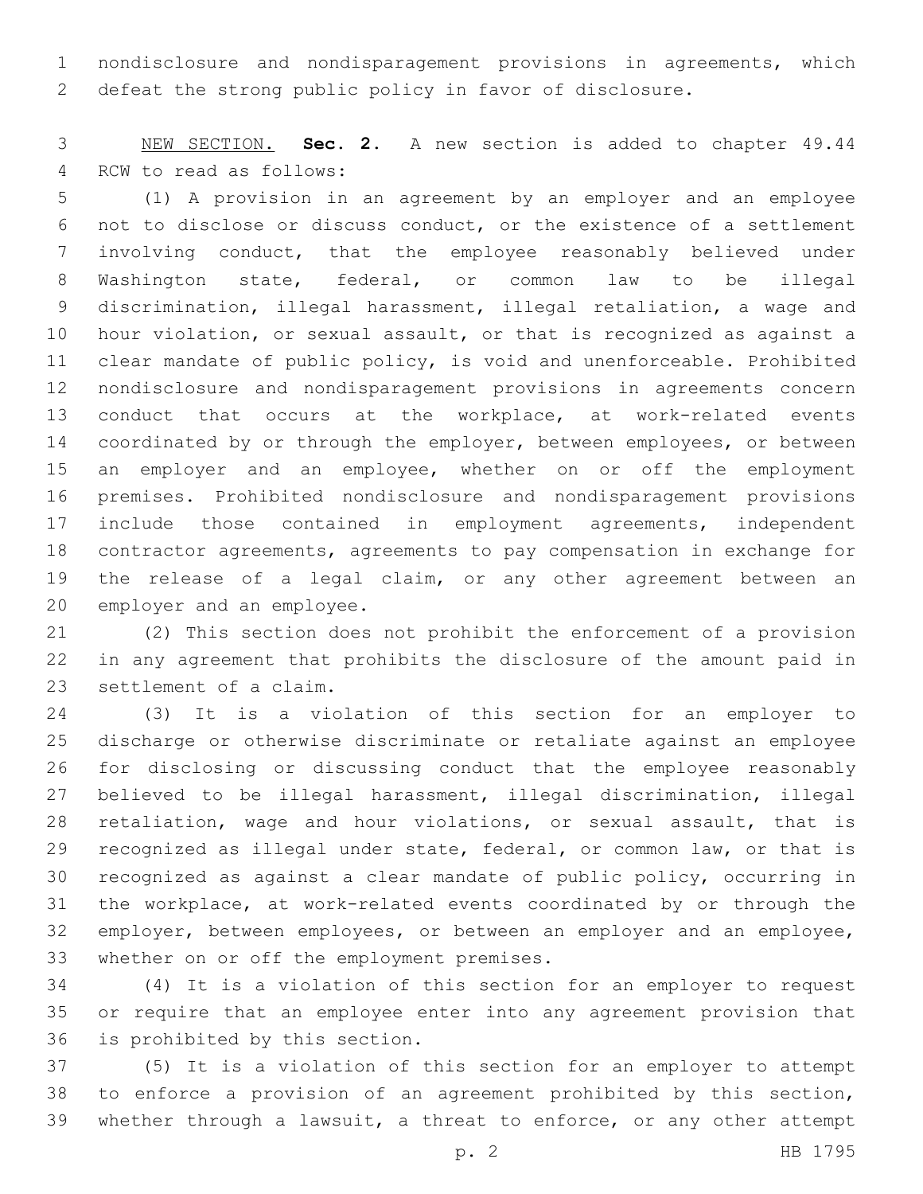nondisclosure and nondisparagement provisions in agreements, which defeat the strong public policy in favor of disclosure.

NEW SECTION. **Sec. 2.** A new section is added to chapter 49.44 RCW to read as follows:

(1) A provision in an agreement by an employer and an employee not to disclose or discuss conduct, or the existence of a settlement involving conduct, that the employee reasonably believed under Washington state, federal, or common law to be illegal discrimination, illegal harassment, illegal retaliation, a wage and hour violation, or sexual assault, or that is recognized as against a clear mandate of public policy, is void and unenforceable. Prohibited nondisclosure and nondisparagement provisions in agreements concern conduct that occurs at the workplace, at work-related events coordinated by or through the employer, between employees, or between an employer and an employee, whether on or off the employment premises. Prohibited nondisclosure and nondisparagement provisions include those contained in employment agreements, independent contractor agreements, agreements to pay compensation in exchange for the release of a legal claim, or any other agreement between an employer and an employee.

(2) This section does not prohibit the enforcement of a provision in any agreement that prohibits the disclosure of the amount paid in settlement of a claim.

(3) It is a violation of this section for an employer to discharge or otherwise discriminate or retaliate against an employee for disclosing or discussing conduct that the employee reasonably believed to be illegal harassment, illegal discrimination, illegal retaliation, wage and hour violations, or sexual assault, that is recognized as illegal under state, federal, or common law, or that is recognized as against a clear mandate of public policy, occurring in the workplace, at work-related events coordinated by or through the employer, between employees, or between an employer and an employee, whether on or off the employment premises.

(4) It is a violation of this section for an employer to request or require that an employee enter into any agreement provision that is prohibited by this section.

(5) It is a violation of this section for an employer to attempt to enforce a provision of an agreement prohibited by this section, whether through a lawsuit, a threat to enforce, or any other attempt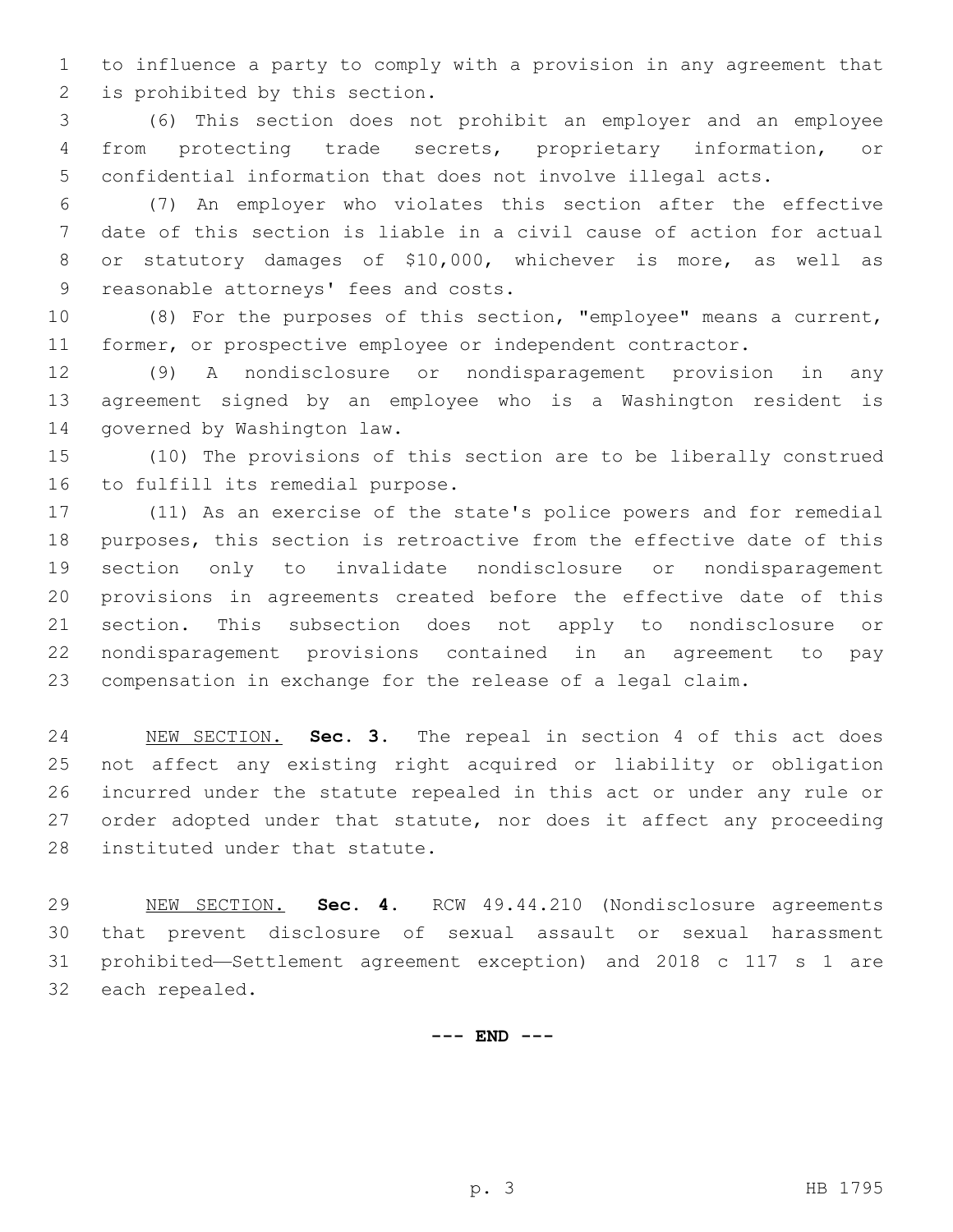to influence a party to comply with a provision in any agreement that is prohibited by this section.

(6) This section does not prohibit an employer and an employee from protecting trade secrets, proprietary information, or confidential information that does not involve illegal acts.

(7) An employer who violates this section after the effective date of this section is liable in a civil cause of action for actual or statutory damages of $10,000, whichever is more, as well as reasonable attorneys' fees and costs.

(8) For the purposes of this section, "employee" means a current, former, or prospective employee or independent contractor.

(9) A nondisclosure or nondisparagement provision in any agreement signed by an employee who is a Washington resident is governed by Washington law.

(10) The provisions of this section are to be liberally construed to fulfill its remedial purpose.

(11) As an exercise of the state's police powers and for remedial purposes, this section is retroactive from the effective date of this section only to invalidate nondisclosure or nondisparagement provisions in agreements created before the effective date of this section. This subsection does not apply to nondisclosure or nondisparagement provisions contained in an agreement to pay compensation in exchange for the release of a legal claim.

NEW SECTION. **Sec. 3.** The repeal in section 4 of this act does not affect any existing right acquired or liability or obligation incurred under the statute repealed in this act or under any rule or order adopted under that statute, nor does it affect any proceeding instituted under that statute.

NEW SECTION. **Sec. 4.** RCW 49.44.210 (Nondisclosure agreements that prevent disclosure of sexual assault or sexual harassment prohibited—Settlement agreement exception) and 2018 c 117 s 1 are each repealed.

**--- END ---**